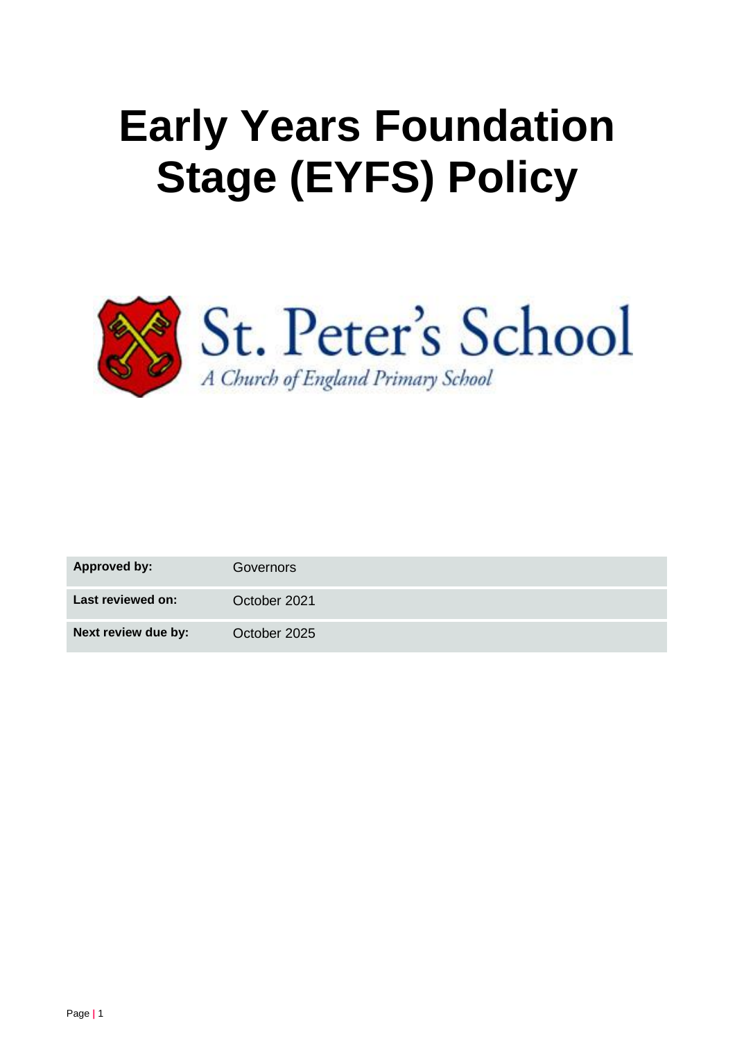# Early Years Foundation Stage (EYFS) Policy

St. Peter's School

*A Church of England Primary School*

| | |
|---|---|
| **Approved by:** | Governors |
| **Last reviewed on:** | October 2021 |
| **Next review due by:** | October 2025 |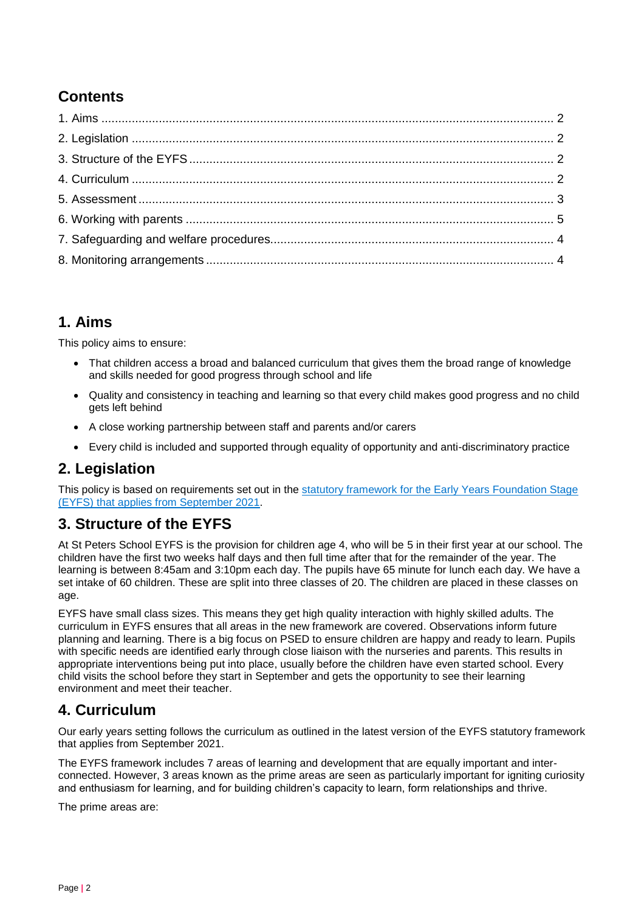## Contents

1. Aims ..... 2
2. Legislation ..... 2
3. Structure of the EYFS ..... 2
4. Curriculum ..... 2
5. Assessment ..... 3
6. Working with parents ..... 5
7. Safeguarding and welfare procedures ..... 4
8. Monitoring arrangements ..... 4

## 1. Aims

This policy aims to ensure:

- That children access a broad and balanced curriculum that gives them the broad range of knowledge and skills needed for good progress through school and life
- Quality and consistency in teaching and learning so that every child makes good progress and no child gets left behind
- A close working partnership between staff and parents and/or carers
- Every child is included and supported through equality of opportunity and anti-discriminatory practice

## 2. Legislation

This policy is based on requirements set out in the statutory framework for the Early Years Foundation Stage (EYFS) that applies from September 2021.

## 3. Structure of the EYFS

At St Peters School EYFS is the provision for children age 4, who will be 5 in their first year at our school. The children have the first two weeks half days and then full time after that for the remainder of the year. The learning is between 8:45am and 3:10pm each day. The pupils have 65 minute for lunch each day. We have a set intake of 60 children. These are split into three classes of 20. The children are placed in these classes on age.

EYFS have small class sizes. This means they get high quality interaction with highly skilled adults. The curriculum in EYFS ensures that all areas in the new framework are covered. Observations inform future planning and learning. There is a big focus on PSED to ensure children are happy and ready to learn. Pupils with specific needs are identified early through close liaison with the nurseries and parents. This results in appropriate interventions being put into place, usually before the children have even started school. Every child visits the school before they start in September and gets the opportunity to see their learning environment and meet their teacher.

## 4. Curriculum

Our early years setting follows the curriculum as outlined in the latest version of the EYFS statutory framework that applies from September 2021.

The EYFS framework includes 7 areas of learning and development that are equally important and inter-connected. However, 3 areas known as the prime areas are seen as particularly important for igniting curiosity and enthusiasm for learning, and for building children's capacity to learn, form relationships and thrive.

The prime areas are: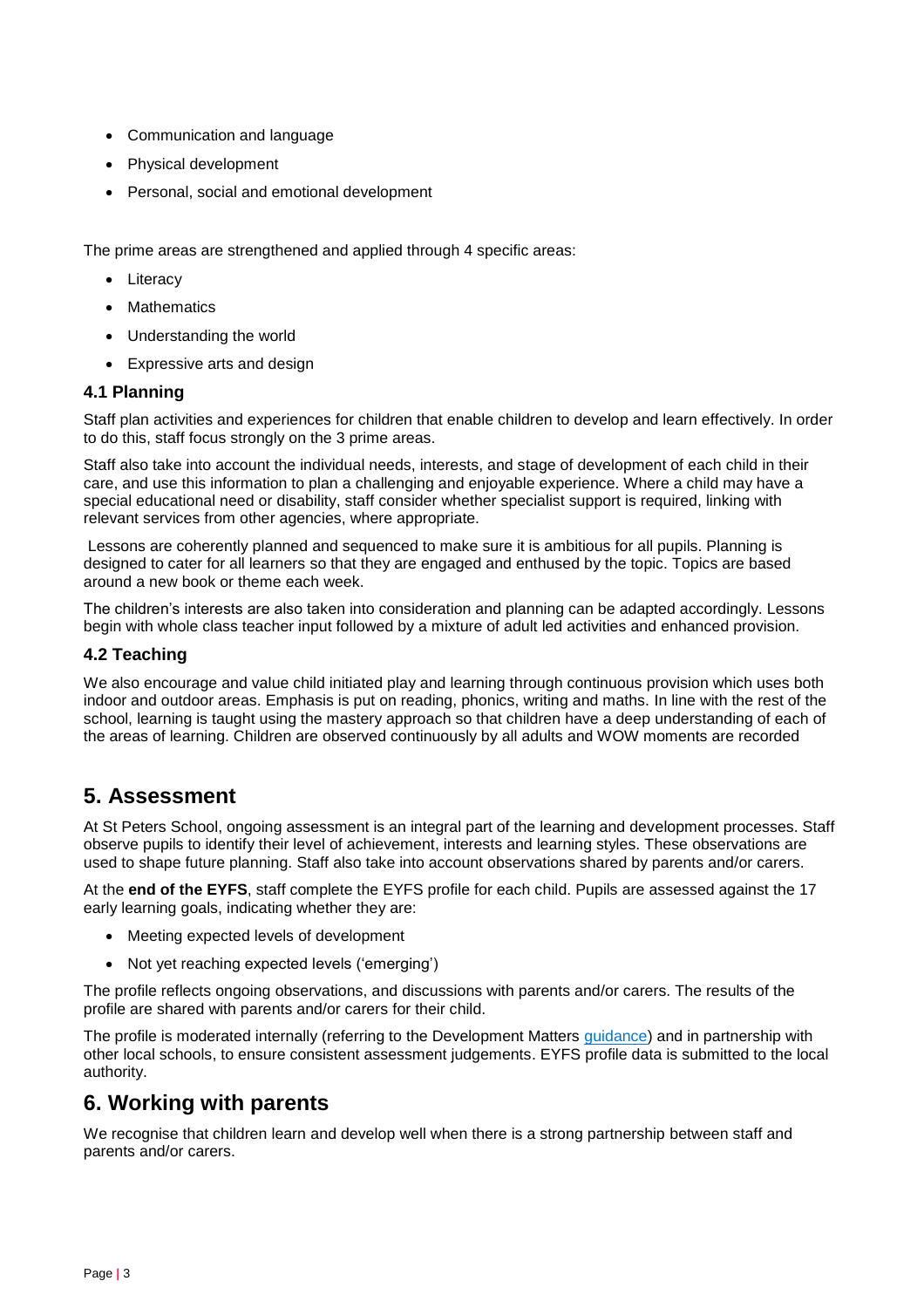- Communication and language
- Physical development
- Personal, social and emotional development

The prime areas are strengthened and applied through 4 specific areas:

- Literacy
- Mathematics
- Understanding the world
- Expressive arts and design

### 4.1 Planning

Staff plan activities and experiences for children that enable children to develop and learn effectively. In order to do this, staff focus strongly on the 3 prime areas.

Staff also take into account the individual needs, interests, and stage of development of each child in their care, and use this information to plan a challenging and enjoyable experience. Where a child may have a special educational need or disability, staff consider whether specialist support is required, linking with relevant services from other agencies, where appropriate.

Lessons are coherently planned and sequenced to make sure it is ambitious for all pupils. Planning is designed to cater for all learners so that they are engaged and enthused by the topic. Topics are based around a new book or theme each week.

The children's interests are also taken into consideration and planning can be adapted accordingly. Lessons begin with whole class teacher input followed by a mixture of adult led activities and enhanced provision.

### 4.2 Teaching

We also encourage and value child initiated play and learning through continuous provision which uses both indoor and outdoor areas. Emphasis is put on reading, phonics, writing and maths. In line with the rest of the school, learning is taught using the mastery approach so that children have a deep understanding of each of the areas of learning. Children are observed continuously by all adults and WOW moments are recorded

## 5. Assessment

At St Peters School, ongoing assessment is an integral part of the learning and development processes. Staff observe pupils to identify their level of achievement, interests and learning styles. These observations are used to shape future planning. Staff also take into account observations shared by parents and/or carers.

At the **end of the EYFS**, staff complete the EYFS profile for each child. Pupils are assessed against the 17 early learning goals, indicating whether they are:

- Meeting expected levels of development
- Not yet reaching expected levels ('emerging')

The profile reflects ongoing observations, and discussions with parents and/or carers. The results of the profile are shared with parents and/or carers for their child.

The profile is moderated internally (referring to the Development Matters guidance) and in partnership with other local schools, to ensure consistent assessment judgements. EYFS profile data is submitted to the local authority.

## 6. Working with parents

We recognise that children learn and develop well when there is a strong partnership between staff and parents and/or carers.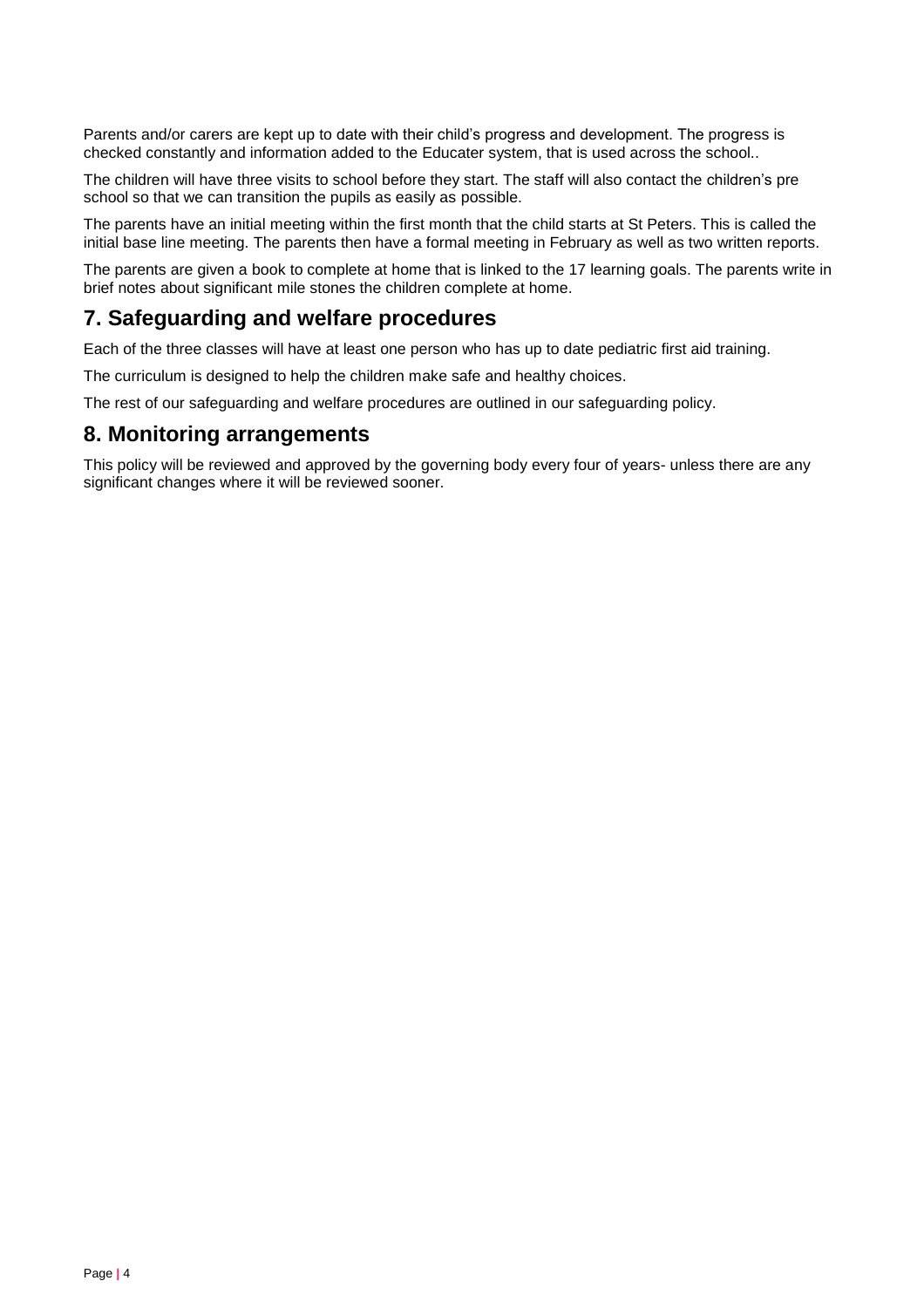Parents and/or carers are kept up to date with their child's progress and development. The progress is checked constantly and information added to the Educater system, that is used across the school..

The children will have three visits to school before they start. The staff will also contact the children's pre school so that we can transition the pupils as easily as possible.

The parents have an initial meeting within the first month that the child starts at St Peters. This is called the initial base line meeting. The parents then have a formal meeting in February as well as two written reports.

The parents are given a book to complete at home that is linked to the 17 learning goals. The parents write in brief notes about significant mile stones the children complete at home.

## 7. Safeguarding and welfare procedures

Each of the three classes will have at least one person who has up to date pediatric first aid training.

The curriculum is designed to help the children make safe and healthy choices.

The rest of our safeguarding and welfare procedures are outlined in our safeguarding policy.

## 8. Monitoring arrangements

This policy will be reviewed and approved by the governing body every four of years- unless there are any significant changes where it will be reviewed sooner.